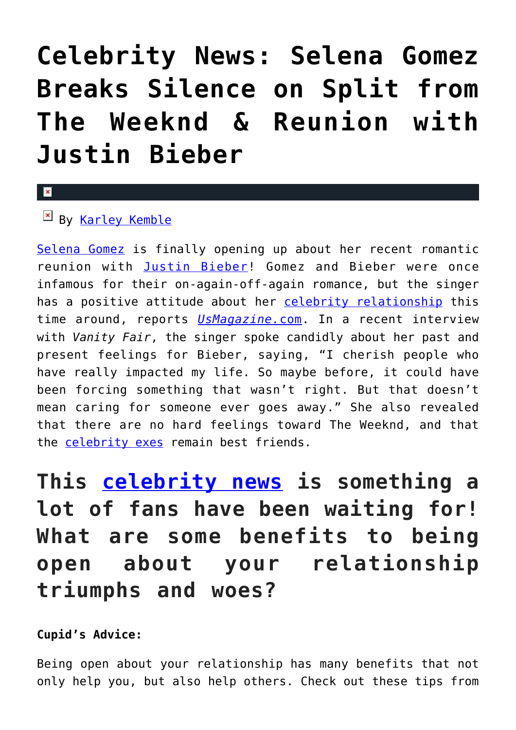# Celebrity News: Selena Gomez Breaks Silence on Split from The Weeknd & Reunion with Justin Bieber

By Karley Kemble

Selena Gomez is finally opening up about her recent romantic reunion with Justin Bieber! Gomez and Bieber were once infamous for their on-again-off-again romance, but the singer has a positive attitude about her celebrity relationship this time around, reports *UsMagazine.com*. In a recent interview with *Vanity Fair*, the singer spoke candidly about her past and present feelings for Bieber, saying, "I cherish people who have really impacted my life. So maybe before, it could have been forcing something that wasn't right. But that doesn't mean caring for someone ever goes away." She also revealed that there are no hard feelings toward The Weeknd, and that the celebrity exes remain best friends.

## This celebrity news is something a lot of fans have been waiting for! What are some benefits to being open about your relationship triumphs and woes?

**Cupid's Advice:**

Being open about your relationship has many benefits that not only help you, but also help others. Check out these tips from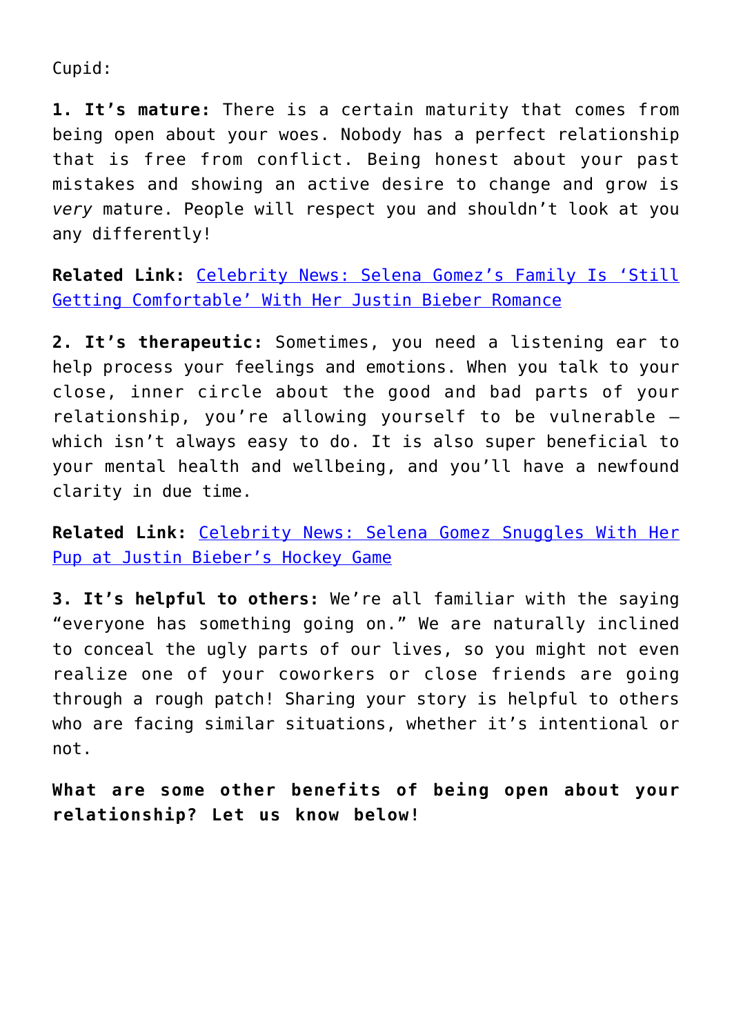Cupid:

**1. It's mature:** There is a certain maturity that comes from being open about your woes. Nobody has a perfect relationship that is free from conflict. Being honest about your past mistakes and showing an active desire to change and grow is *very* mature. People will respect you and shouldn't look at you any differently!

**Related Link:** Celebrity News: Selena Gomez's Family Is 'Still Getting Comfortable' With Her Justin Bieber Romance

**2. It's therapeutic:** Sometimes, you need a listening ear to help process your feelings and emotions. When you talk to your close, inner circle about the good and bad parts of your relationship, you're allowing yourself to be vulnerable – which isn't always easy to do. It is also super beneficial to your mental health and wellbeing, and you'll have a newfound clarity in due time.

**Related Link:** Celebrity News: Selena Gomez Snuggles With Her Pup at Justin Bieber's Hockey Game

**3. It's helpful to others:** We're all familiar with the saying "everyone has something going on." We are naturally inclined to conceal the ugly parts of our lives, so you might not even realize one of your coworkers or close friends are going through a rough patch! Sharing your story is helpful to others who are facing similar situations, whether it's intentional or not.

**What are some other benefits of being open about your relationship? Let us know below!**